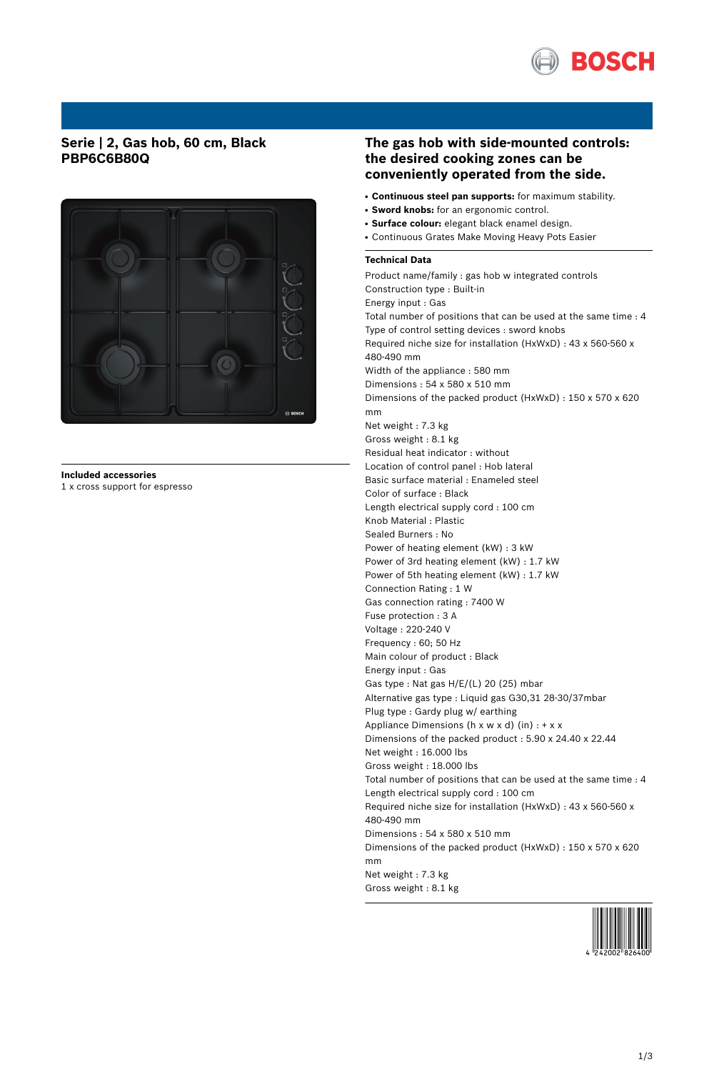BOSCH

## Serie | 2, Gas hob, 60 cm, Black
## PBP6C6B80Q

**Included accessories**
1 x cross support for espresso

## The gas hob with side-mounted controls: the desired cooking zones can be conveniently operated from the side.

- **Continuous steel pan supports:** for maximum stability.
- **Sword knobs:** for an ergonomic control.
- **Surface colour:** elegant black enamel design.
- Continuous Grates Make Moving Heavy Pots Easier

### Technical Data

Product name/family : gas hob w integrated controls
Construction type : Built-in
Energy input : Gas
Total number of positions that can be used at the same time : 4
Type of control setting devices : sword knobs
Required niche size for installation (HxWxD) : 43 x 560-560 x 480-490 mm
Width of the appliance : 580 mm
Dimensions : 54 x 580 x 510 mm
Dimensions of the packed product (HxWxD) : 150 x 570 x 620 mm
Net weight : 7.3 kg
Gross weight : 8.1 kg
Residual heat indicator : without
Location of control panel : Hob lateral
Basic surface material : Enameled steel
Color of surface : Black
Length electrical supply cord : 100 cm
Knob Material : Plastic
Sealed Burners : No
Power of heating element (kW) : 3 kW
Power of 3rd heating element (kW) : 1.7 kW
Power of 5th heating element (kW) : 1.7 kW
Connection Rating : 1 W
Gas connection rating : 7400 W
Fuse protection : 3 A
Voltage : 220-240 V
Frequency : 60; 50 Hz
Main colour of product : Black
Energy input : Gas
Gas type : Nat gas H/E/(L) 20 (25) mbar
Alternative gas type : Liquid gas G30,31 28-30/37mbar
Plug type : Gardy plug w/ earthing
Appliance Dimensions (h x w x d) (in) : + x x
Dimensions of the packed product : 5.90 x 24.40 x 22.44
Net weight : 16.000 lbs
Gross weight : 18.000 lbs
Total number of positions that can be used at the same time : 4
Length electrical supply cord : 100 cm
Required niche size for installation (HxWxD) : 43 x 560-560 x 480-490 mm
Dimensions : 54 x 580 x 510 mm
Dimensions of the packed product (HxWxD) : 150 x 570 x 620 mm
Net weight : 7.3 kg
Gross weight : 8.1 kg

4 242002 826400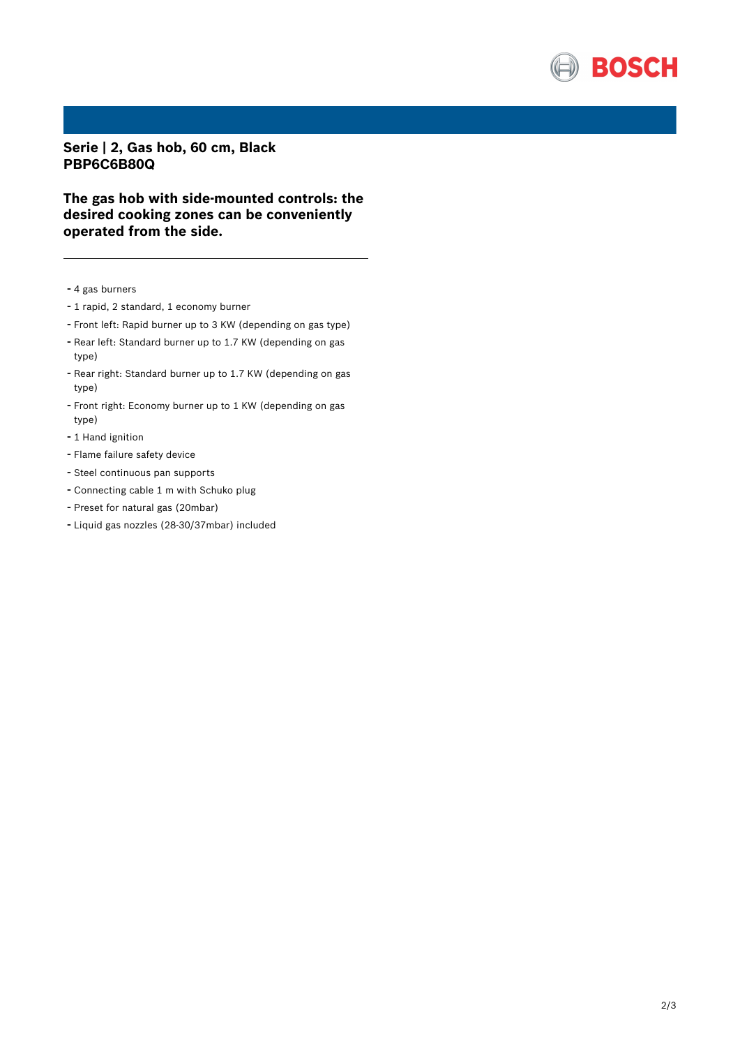**Serie | 2, Gas hob, 60 cm, Black**
**PBP6C6B80Q**

## The gas hob with side-mounted controls: the desired cooking zones can be conveniently operated from the side.

---

- 4 gas burners
- 1 rapid, 2 standard, 1 economy burner
- Front left: Rapid burner up to 3 KW (depending on gas type)
- Rear left: Standard burner up to 1.7 KW (depending on gas type)
- Rear right: Standard burner up to 1.7 KW (depending on gas type)
- Front right: Economy burner up to 1 KW (depending on gas type)
- 1 Hand ignition
- Flame failure safety device
- Steel continuous pan supports
- Connecting cable 1 m with Schuko plug
- Preset for natural gas (20mbar)
- Liquid gas nozzles (28-30/37mbar) included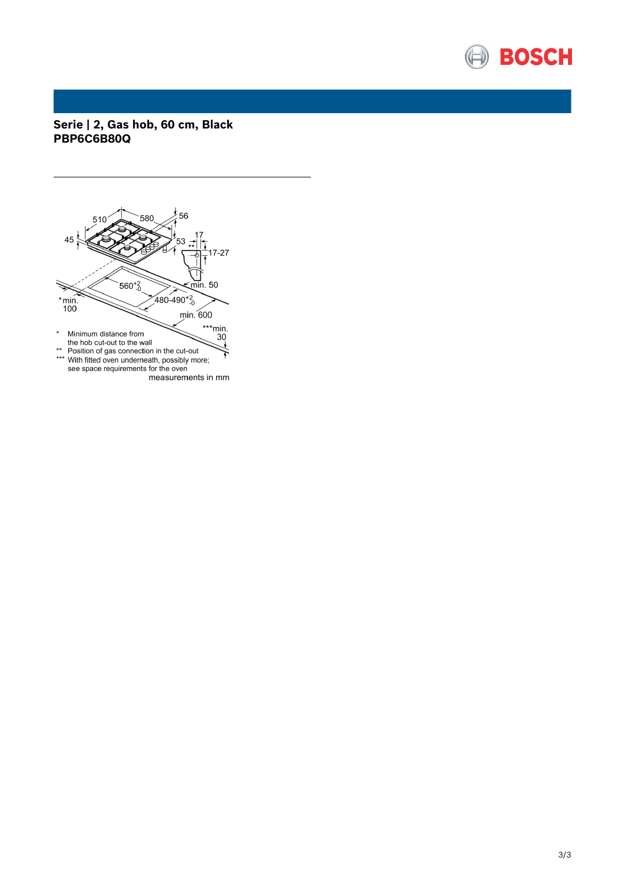**Serie | 2, Gas hob, 60 cm, Black**
**PBP6C6B80Q**

---

510
580
56
45
53
17
**
17-27
$560^{+2}_{-0}$
min. 50
*min.
100
$480\text{-}490^{+2}_{-0}$
min. 600
***min.
30

\* Minimum distance from the hob cut-out to the wall
** Position of gas connection in the cut-out
*** With fitted oven underneath, possibly more; see space requirements for the oven

measurements in mm